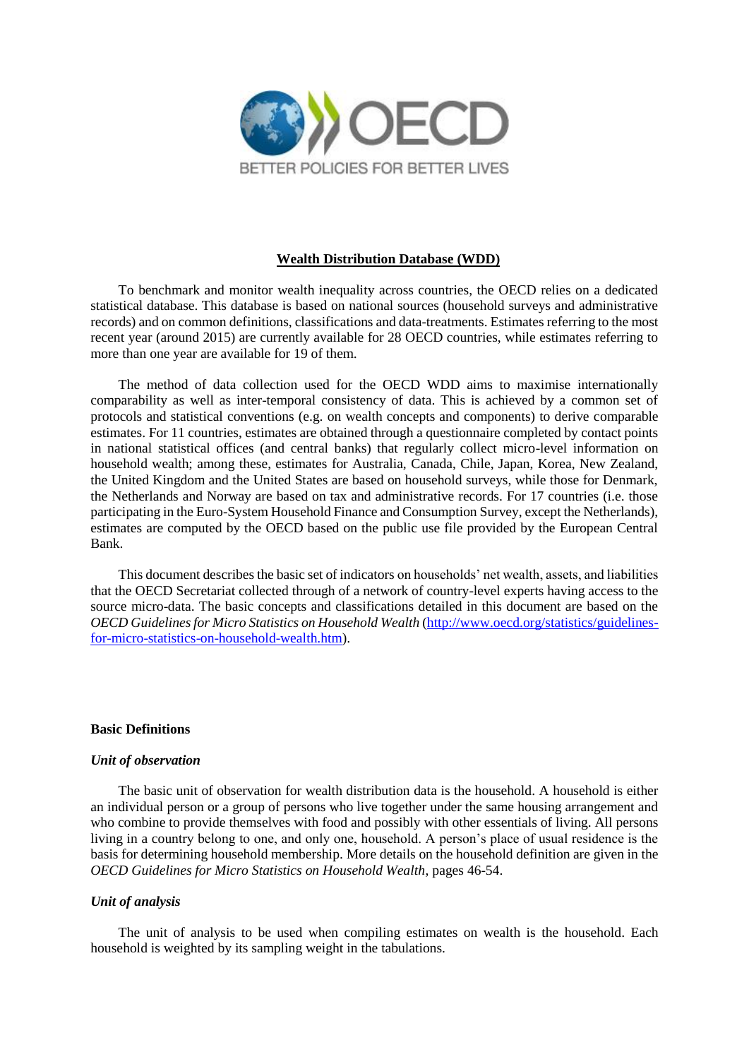# Wealth Distribution Database (WDD)

To benchmark and monitor wealth inequality across countries, the OECD relies on a dedicated statistical database. This database is based on national sources (household surveys and administrative records) and on common definitions, classifications and data-treatments. Estimates referring to the most recent year (around 2015) are currently available for 28 OECD countries, while estimates referring to more than one year are available for 19 of them.

The method of data collection used for the OECD WDD aims to maximise internationally comparability as well as inter-temporal consistency of data. This is achieved by a common set of protocols and statistical conventions (e.g. on wealth concepts and components) to derive comparable estimates. For 11 countries, estimates are obtained through a questionnaire completed by contact points in national statistical offices (and central banks) that regularly collect micro-level information on household wealth; among these, estimates for Australia, Canada, Chile, Japan, Korea, New Zealand, the United Kingdom and the United States are based on household surveys, while those for Denmark, the Netherlands and Norway are based on tax and administrative records. For 17 countries (i.e. those participating in the Euro-System Household Finance and Consumption Survey, except the Netherlands), estimates are computed by the OECD based on the public use file provided by the European Central Bank.

This document describes the basic set of indicators on households' net wealth, assets, and liabilities that the OECD Secretariat collected through of a network of country-level experts having access to the source micro-data. The basic concepts and classifications detailed in this document are based on the *OECD Guidelines for Micro Statistics on Household Wealth* (http://www.oecd.org/statistics/guidelines-for-micro-statistics-on-household-wealth.htm).

## Basic Definitions

### *Unit of observation*

The basic unit of observation for wealth distribution data is the household. A household is either an individual person or a group of persons who live together under the same housing arrangement and who combine to provide themselves with food and possibly with other essentials of living. All persons living in a country belong to one, and only one, household. A person's place of usual residence is the basis for determining household membership. More details on the household definition are given in the *OECD Guidelines for Micro Statistics on Household Wealth*, pages 46-54.

### *Unit of analysis*

The unit of analysis to be used when compiling estimates on wealth is the household. Each household is weighted by its sampling weight in the tabulations.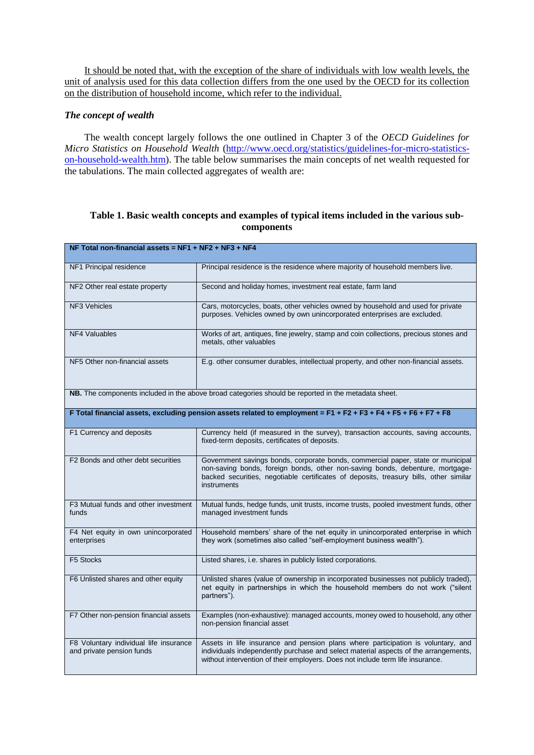It should be noted that, with the exception of the share of individuals with low wealth levels, the unit of analysis used for this data collection differs from the one used by the OECD for its collection on the distribution of household income, which refer to the individual.

### *The concept of wealth*

The wealth concept largely follows the one outlined in Chapter 3 of the *OECD Guidelines for Micro Statistics on Household Wealth* (http://www.oecd.org/statistics/guidelines-for-micro-statistics-on-household-wealth.htm). The table below summarises the main concepts of net wealth requested for the tabulations. The main collected aggregates of wealth are:

**Table 1. Basic wealth concepts and examples of typical items included in the various sub-components**

| **NF Total non-financial assets = NF1 + NF2 + NF3 + NF4** | |
|---|---|
| NF1 Principal residence | Principal residence is the residence where majority of household members live. |
| NF2 Other real estate property | Second and holiday homes, investment real estate, farm land |
| NF3 Vehicles | Cars, motorcycles, boats, other vehicles owned by household and used for private purposes. Vehicles owned by own unincorporated enterprises are excluded. |
| NF4 Valuables | Works of art, antiques, fine jewelry, stamp and coin collections, precious stones and metals, other valuables |
| NF5 Other non-financial assets | E.g. other consumer durables, intellectual property, and other non-financial assets. |
| **NB.** The components included in the above broad categories should be reported in the metadata sheet. | |
| **F Total financial assets, excluding pension assets related to employment = F1 + F2 + F3 + F4 + F5 + F6 + F7 + F8** | |
| F1 Currency and deposits | Currency held (if measured in the survey), transaction accounts, saving accounts, fixed-term deposits, certificates of deposits. |
| F2 Bonds and other debt securities | Government savings bonds, corporate bonds, commercial paper, state or municipal non-saving bonds, foreign bonds, other non-saving bonds, debenture, mortgage-backed securities, negotiable certificates of deposits, treasury bills, other similar instruments |
| F3 Mutual funds and other investment funds | Mutual funds, hedge funds, unit trusts, income trusts, pooled investment funds, other managed investment funds |
| F4 Net equity in own unincorporated enterprises | Household members' share of the net equity in unincorporated enterprise in which they work (sometimes also called "self-employment business wealth"). |
| F5 Stocks | Listed shares, i.e. shares in publicly listed corporations. |
| F6 Unlisted shares and other equity | Unlisted shares (value of ownership in incorporated businesses not publicly traded), net equity in partnerships in which the household members do not work ("silent partners"). |
| F7 Other non-pension financial assets | Examples (non-exhaustive): managed accounts, money owed to household, any other non-pension financial asset |
| F8 Voluntary individual life insurance and private pension funds | Assets in life insurance and pension plans where participation is voluntary, and individuals independently purchase and select material aspects of the arrangements, without intervention of their employers. Does not include term life insurance. |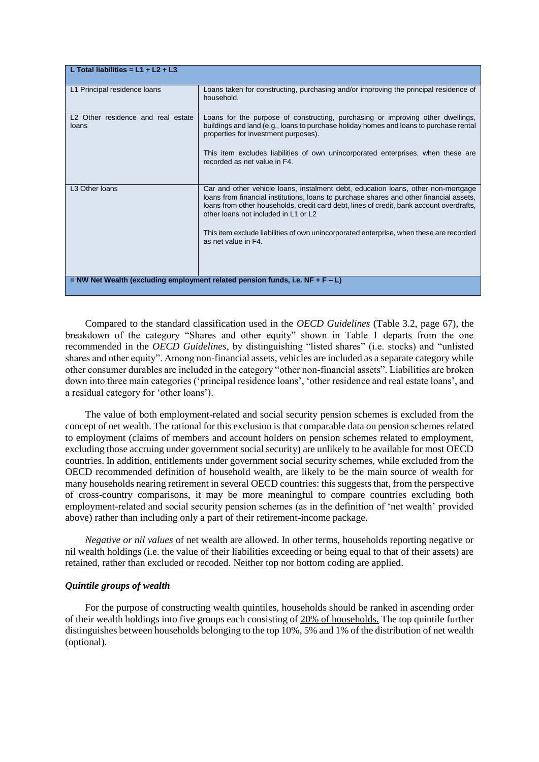| L Total liabilities = L1 + L2 + L3 | |
|---|---|
| L1 Principal residence loans | Loans taken for constructing, purchasing and/or improving the principal residence of household. |
| L2 Other residence and real estate loans | Loans for the purpose of constructing, purchasing or improving other dwellings, buildings and land (e.g., loans to purchase holiday homes and loans to purchase rental properties for investment purposes).<br><br>This item excludes liabilities of own unincorporated enterprises, when these are recorded as net value in F4. |
| L3 Other loans | Car and other vehicle loans, instalment debt, education loans, other non-mortgage loans from financial institutions, loans to purchase shares and other financial assets, loans from other households, credit card debt, lines of credit, bank account overdrafts, other loans not included in L1 or L2<br><br>This item exclude liabilities of own unincorporated enterprise, when these are recorded as net value in F4. |
| = NW Net Wealth (excluding employment related pension funds, i.e. NF + F – L) | |

Compared to the standard classification used in the *OECD Guidelines* (Table 3.2, page 67), the breakdown of the category "Shares and other equity" shown in Table 1 departs from the one recommended in the *OECD Guidelines*, by distinguishing "listed shares" (i.e. stocks) and "unlisted shares and other equity". Among non-financial assets, vehicles are included as a separate category while other consumer durables are included in the category "other non-financial assets". Liabilities are broken down into three main categories ('principal residence loans', 'other residence and real estate loans', and a residual category for 'other loans').

The value of both employment-related and social security pension schemes is excluded from the concept of net wealth. The rational for this exclusion is that comparable data on pension schemes related to employment (claims of members and account holders on pension schemes related to employment, excluding those accruing under government social security) are unlikely to be available for most OECD countries. In addition, entitlements under government social security schemes, while excluded from the OECD recommended definition of household wealth, are likely to be the main source of wealth for many households nearing retirement in several OECD countries: this suggests that, from the perspective of cross-country comparisons, it may be more meaningful to compare countries excluding both employment-related and social security pension schemes (as in the definition of 'net wealth' provided above) rather than including only a part of their retirement-income package.

*Negative or nil values* of net wealth are allowed. In other terms, households reporting negative or nil wealth holdings (i.e. the value of their liabilities exceeding or being equal to that of their assets) are retained, rather than excluded or recoded. Neither top nor bottom coding are applied.

### *Quintile groups of wealth*

For the purpose of constructing wealth quintiles, households should be ranked in ascending order of their wealth holdings into five groups each consisting of 20% of households. The top quintile further distinguishes between households belonging to the top 10%, 5% and 1% of the distribution of net wealth (optional).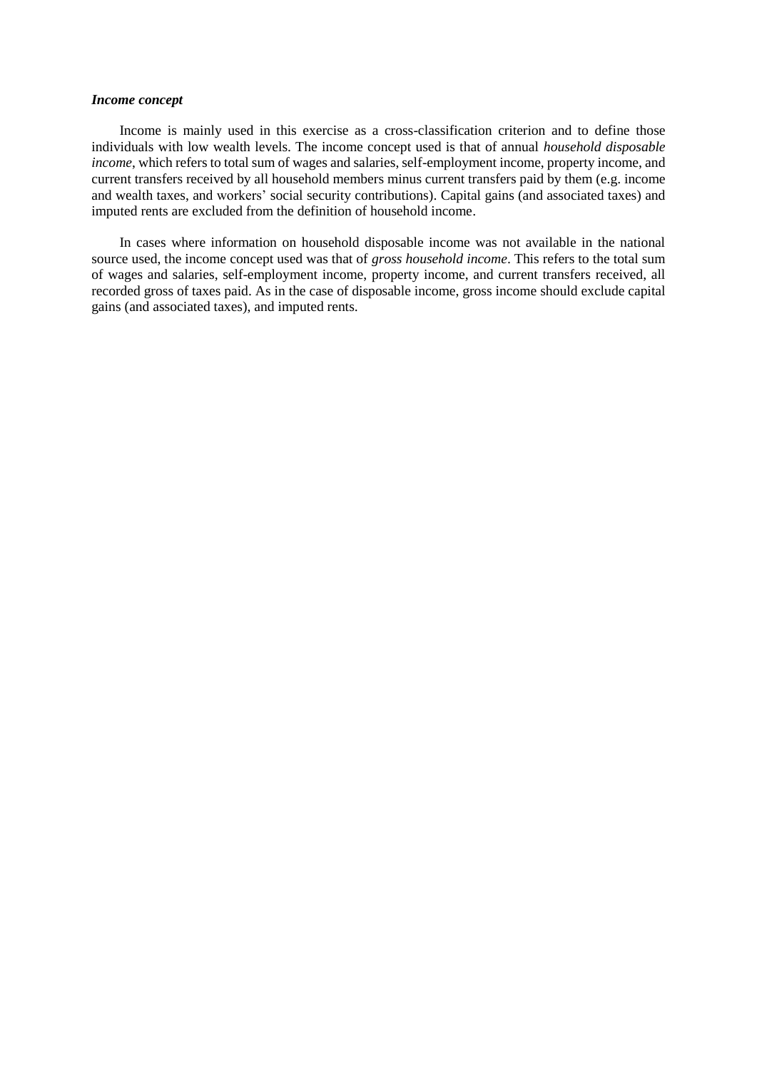***Income concept***

Income is mainly used in this exercise as a cross-classification criterion and to define those individuals with low wealth levels. The income concept used is that of annual *household disposable income*, which refers to total sum of wages and salaries, self-employment income, property income, and current transfers received by all household members minus current transfers paid by them (e.g. income and wealth taxes, and workers' social security contributions). Capital gains (and associated taxes) and imputed rents are excluded from the definition of household income.

In cases where information on household disposable income was not available in the national source used, the income concept used was that of *gross household income*. This refers to the total sum of wages and salaries, self-employment income, property income, and current transfers received, all recorded gross of taxes paid. As in the case of disposable income, gross income should exclude capital gains (and associated taxes), and imputed rents.